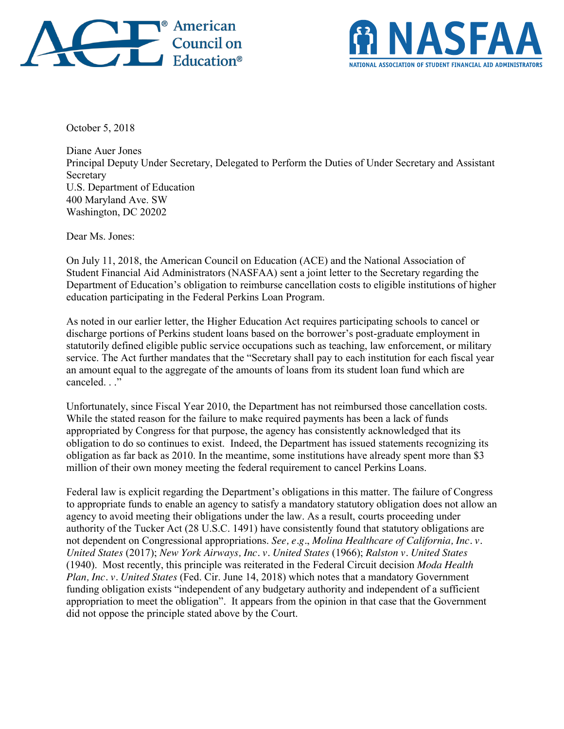American Council on Education®

NASFAA
NATIONAL ASSOCIATION OF STUDENT FINANCIAL AID ADMINISTRATORS

October 5, 2018

Diane Auer Jones
Principal Deputy Under Secretary, Delegated to Perform the Duties of Under Secretary and Assistant Secretary
U.S. Department of Education
400 Maryland Ave. SW
Washington, DC 20202

Dear Ms. Jones:

On July 11, 2018, the American Council on Education (ACE) and the National Association of Student Financial Aid Administrators (NASFAA) sent a joint letter to the Secretary regarding the Department of Education's obligation to reimburse cancellation costs to eligible institutions of higher education participating in the Federal Perkins Loan Program.

As noted in our earlier letter, the Higher Education Act requires participating schools to cancel or discharge portions of Perkins student loans based on the borrower's post-graduate employment in statutorily defined eligible public service occupations such as teaching, law enforcement, or military service. The Act further mandates that the "Secretary shall pay to each institution for each fiscal year an amount equal to the aggregate of the amounts of loans from its student loan fund which are canceled. . ."

Unfortunately, since Fiscal Year 2010, the Department has not reimbursed those cancellation costs. While the stated reason for the failure to make required payments has been a lack of funds appropriated by Congress for that purpose, the agency has consistently acknowledged that its obligation to do so continues to exist. Indeed, the Department has issued statements recognizing its obligation as far back as 2010. In the meantime, some institutions have already spent more than $3 million of their own money meeting the federal requirement to cancel Perkins Loans.

Federal law is explicit regarding the Department's obligations in this matter. The failure of Congress to appropriate funds to enable an agency to satisfy a mandatory statutory obligation does not allow an agency to avoid meeting their obligations under the law. As a result, courts proceeding under authority of the Tucker Act (28 U.S.C. 1491) have consistently found that statutory obligations are not dependent on Congressional appropriations. *See, e.g*., *Molina Healthcare of California, Inc. v. United States* (2017); *New York Airways, Inc. v. United States* (1966); *Ralston v. United States* (1940). Most recently, this principle was reiterated in the Federal Circuit decision *Moda Health Plan, Inc. v. United States* (Fed. Cir. June 14, 2018) which notes that a mandatory Government funding obligation exists "independent of any budgetary authority and independent of a sufficient appropriation to meet the obligation". It appears from the opinion in that case that the Government did not oppose the principle stated above by the Court.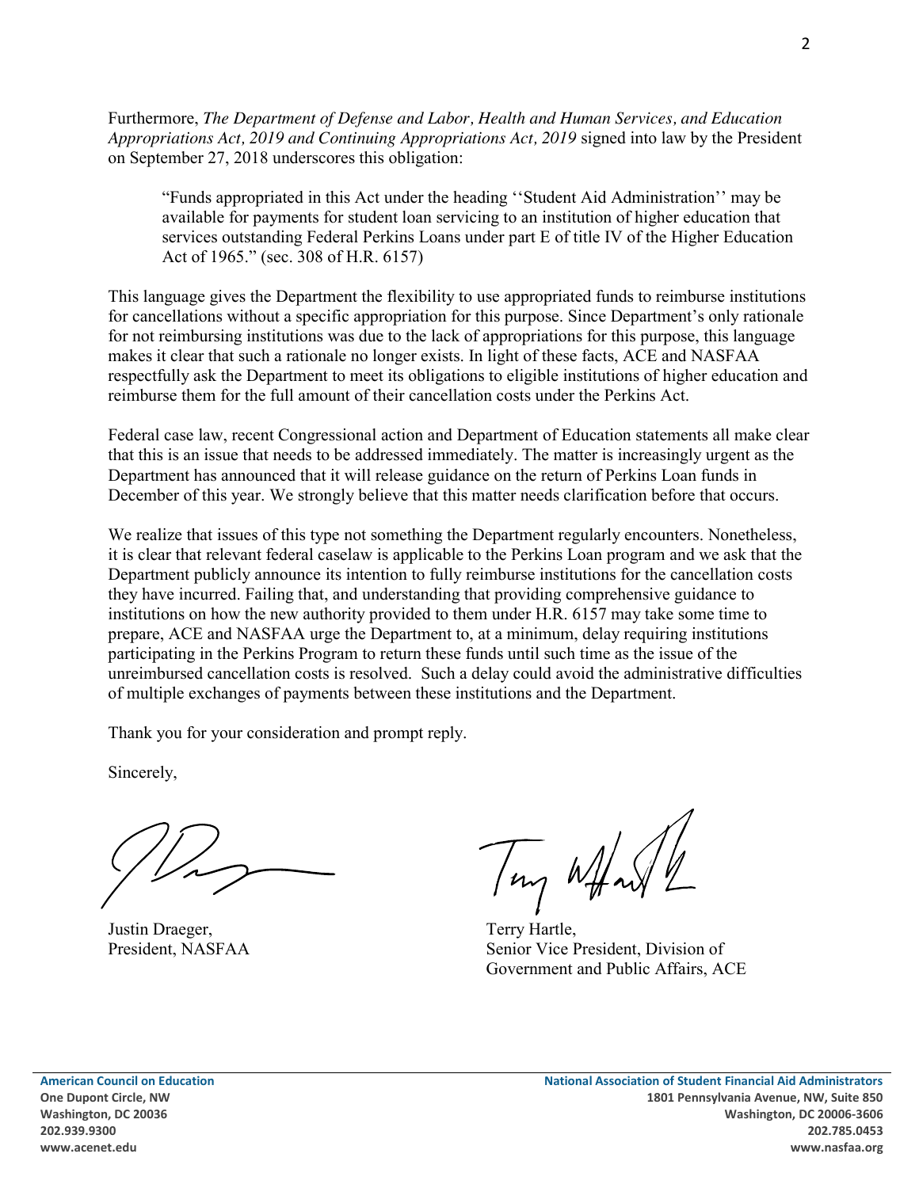Furthermore, *The Department of Defense and Labor, Health and Human Services, and Education Appropriations Act, 2019 and Continuing Appropriations Act, 2019* signed into law by the President on September 27, 2018 underscores this obligation:

> "Funds appropriated in this Act under the heading ''Student Aid Administration'' may be available for payments for student loan servicing to an institution of higher education that services outstanding Federal Perkins Loans under part E of title IV of the Higher Education Act of 1965." (sec. 308 of H.R. 6157)

This language gives the Department the flexibility to use appropriated funds to reimburse institutions for cancellations without a specific appropriation for this purpose. Since Department's only rationale for not reimbursing institutions was due to the lack of appropriations for this purpose, this language makes it clear that such a rationale no longer exists. In light of these facts, ACE and NASFAA respectfully ask the Department to meet its obligations to eligible institutions of higher education and reimburse them for the full amount of their cancellation costs under the Perkins Act.

Federal case law, recent Congressional action and Department of Education statements all make clear that this is an issue that needs to be addressed immediately. The matter is increasingly urgent as the Department has announced that it will release guidance on the return of Perkins Loan funds in December of this year. We strongly believe that this matter needs clarification before that occurs.

We realize that issues of this type not something the Department regularly encounters. Nonetheless, it is clear that relevant federal caselaw is applicable to the Perkins Loan program and we ask that the Department publicly announce its intention to fully reimburse institutions for the cancellation costs they have incurred. Failing that, and understanding that providing comprehensive guidance to institutions on how the new authority provided to them under H.R. 6157 may take some time to prepare, ACE and NASFAA urge the Department to, at a minimum, delay requiring institutions participating in the Perkins Program to return these funds until such time as the issue of the unreimbursed cancellation costs is resolved. Such a delay could avoid the administrative difficulties of multiple exchanges of payments between these institutions and the Department.

Thank you for your consideration and prompt reply.

Sincerely,

Justin Draeger,
President, NASFAA

Terry Hartle,
Senior Vice President, Division of Government and Public Affairs, ACE

**American Council on Education**
**One Dupont Circle, NW**
**Washington, DC 20036**
**202.939.9300**
**www.acenet.edu**

**National Association of Student Financial Aid Administrators**
**1801 Pennsylvania Avenue, NW, Suite 850**
**Washington, DC 20006-3606**
**202.785.0453**
**www.nasfaa.org**